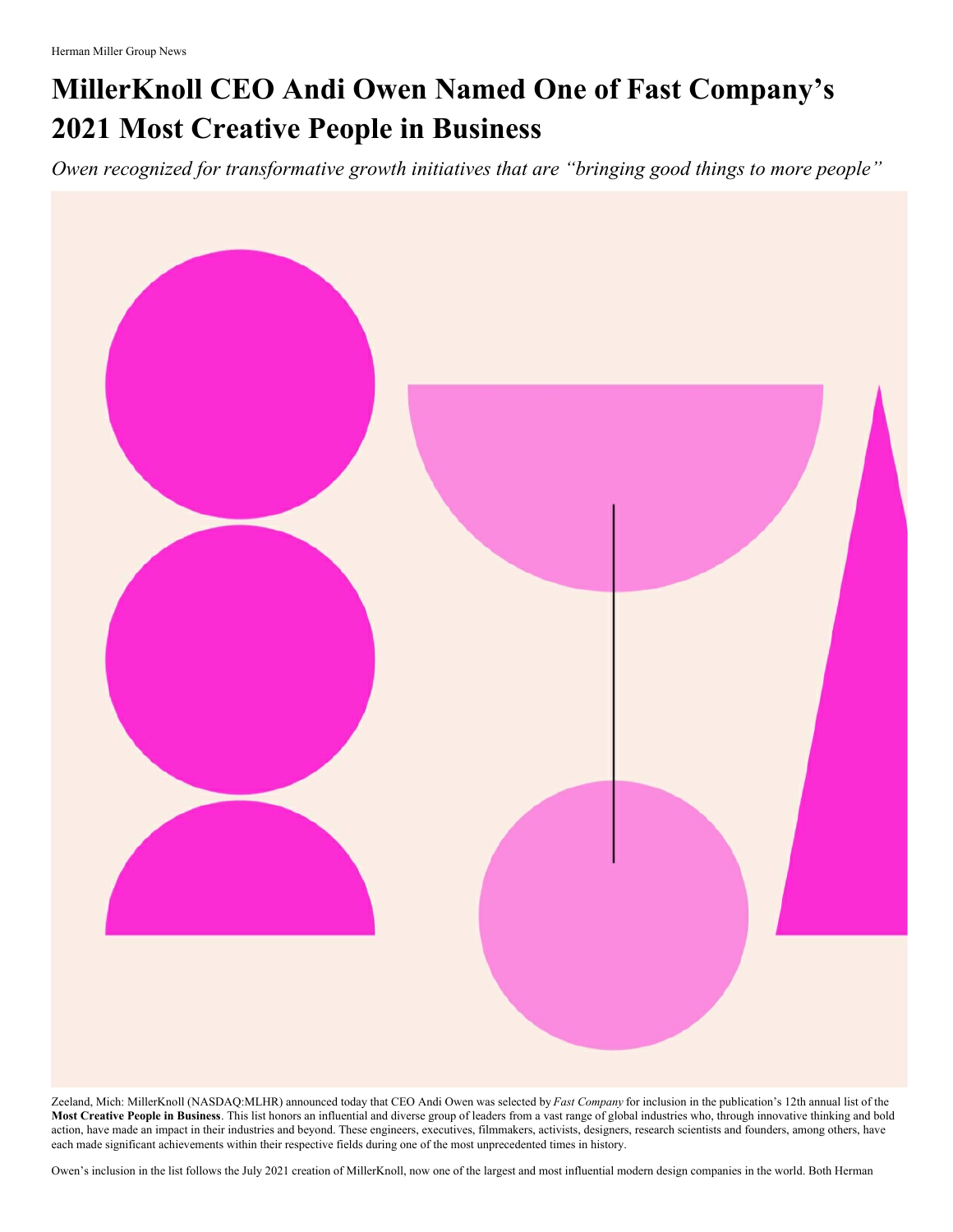Herman Miller Group News

# MillerKnoll CEO Andi Owen Named One of Fast Company's 2021 Most Creative People in Business

*Owen recognized for transformative growth initiatives that are "bringing good things to more people"*

Zeeland, Mich: MillerKnoll (NASDAQ:MLHR) announced today that CEO Andi Owen was selected by *Fast Company* for inclusion in the publication's 12th annual list of the **Most Creative People in Business**. This list honors an influential and diverse group of leaders from a vast range of global industries who, through innovative thinking and bold action, have made an impact in their industries and beyond. These engineers, executives, filmmakers, activists, designers, research scientists and founders, among others, have each made significant achievements within their respective fields during one of the most unprecedented times in history.

Owen's inclusion in the list follows the July 2021 creation of MillerKnoll, now one of the largest and most influential modern design companies in the world. Both Herman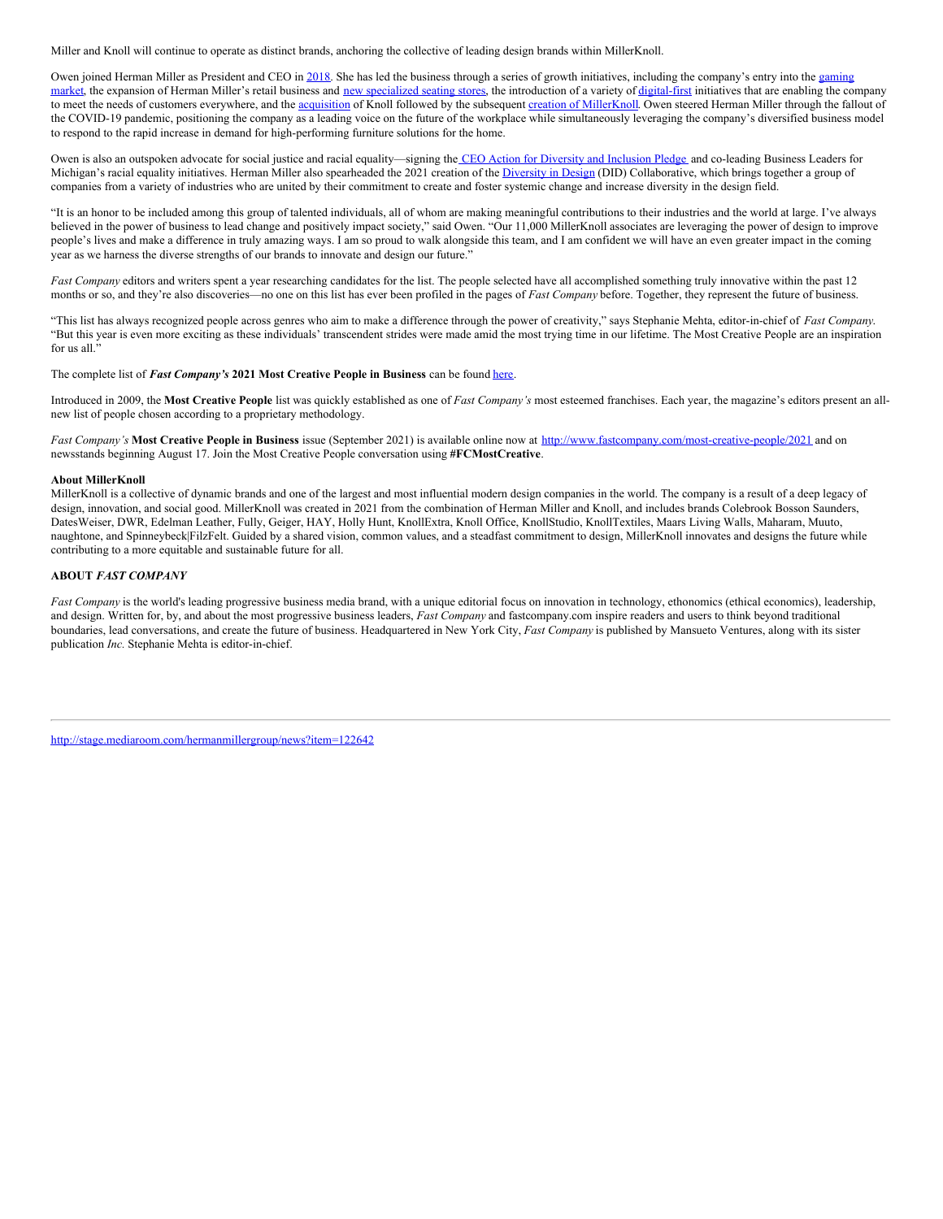Miller and Knoll will continue to operate as distinct brands, anchoring the collective of leading design brands within MillerKnoll.

Owen joined Herman Miller as President and CEO in [2018](). She has led the business through a series of growth initiatives, including the company's entry into the [gaming market](), the expansion of Herman Miller's retail business and [new specialized seating stores](), the introduction of a variety of [digital-first]() initiatives that are enabling the company to meet the needs of customers everywhere, and the [acquisition]() of Knoll followed by the subsequent [creation of MillerKnoll](). Owen steered Herman Miller through the fallout of the COVID-19 pandemic, positioning the company as a leading voice on the future of the workplace while simultaneously leveraging the company's diversified business model to respond to the rapid increase in demand for high-performing furniture solutions for the home.

Owen is also an outspoken advocate for social justice and racial equality—signing the [CEO Action for Diversity and Inclusion Pledge]() and co-leading Business Leaders for Michigan's racial equality initiatives. Herman Miller also spearheaded the 2021 creation of the [Diversity in Design]() (DID) Collaborative, which brings together a group of companies from a variety of industries who are united by their commitment to create and foster systemic change and increase diversity in the design field.

"It is an honor to be included among this group of talented individuals, all of whom are making meaningful contributions to their industries and the world at large. I've always believed in the power of business to lead change and positively impact society," said Owen. "Our 11,000 MillerKnoll associates are leveraging the power of design to improve people's lives and make a difference in truly amazing ways. I am so proud to walk alongside this team, and I am confident we will have an even greater impact in the coming year as we harness the diverse strengths of our brands to innovate and design our future."

*Fast Company* editors and writers spent a year researching candidates for the list. The people selected have all accomplished something truly innovative within the past 12 months or so, and they're also discoveries—no one on this list has ever been profiled in the pages of *Fast Company* before. Together, they represent the future of business.

"This list has always recognized people across genres who aim to make a difference through the power of creativity," says Stephanie Mehta, editor-in-chief of *Fast Company*. "But this year is even more exciting as these individuals' transcendent strides were made amid the most trying time in our lifetime. The Most Creative People are an inspiration for us all."

The complete list of ***Fast Company's*** **2021 Most Creative People in Business** can be found [here]().

Introduced in 2009, the **Most Creative People** list was quickly established as one of *Fast Company's* most esteemed franchises. Each year, the magazine's editors present an all-new list of people chosen according to a proprietary methodology.

*Fast Company's* **Most Creative People in Business** issue (September 2021) is available online now at http://www.fastcompany.com/most-creative-people/2021 and on newsstands beginning August 17. Join the Most Creative People conversation using **#FCMostCreative**.

**About MillerKnoll**
MillerKnoll is a collective of dynamic brands and one of the largest and most influential modern design companies in the world. The company is a result of a deep legacy of design, innovation, and social good. MillerKnoll was created in 2021 from the combination of Herman Miller and Knoll, and includes brands Colebrook Bosson Saunders, DatesWeiser, DWR, Edelman Leather, Fully, Geiger, HAY, Holly Hunt, KnollExtra, Knoll Office, KnollStudio, KnollTextiles, Maars Living Walls, Maharam, Muuto, naughtone, and Spinneybeck|FilzFelt. Guided by a shared vision, common values, and a steadfast commitment to design, MillerKnoll innovates and designs the future while contributing to a more equitable and sustainable future for all.

**ABOUT *FAST COMPANY***

*Fast Company* is the world's leading progressive business media brand, with a unique editorial focus on innovation in technology, ethonomics (ethical economics), leadership, and design. Written for, by, and about the most progressive business leaders, *Fast Company* and fastcompany.com inspire readers and users to think beyond traditional boundaries, lead conversations, and create the future of business. Headquartered in New York City, *Fast Company* is published by Mansueto Ventures, along with its sister publication *Inc.* Stephanie Mehta is editor-in-chief.

---

http://stage.mediaroom.com/hermanmillergroup/news?item=122642